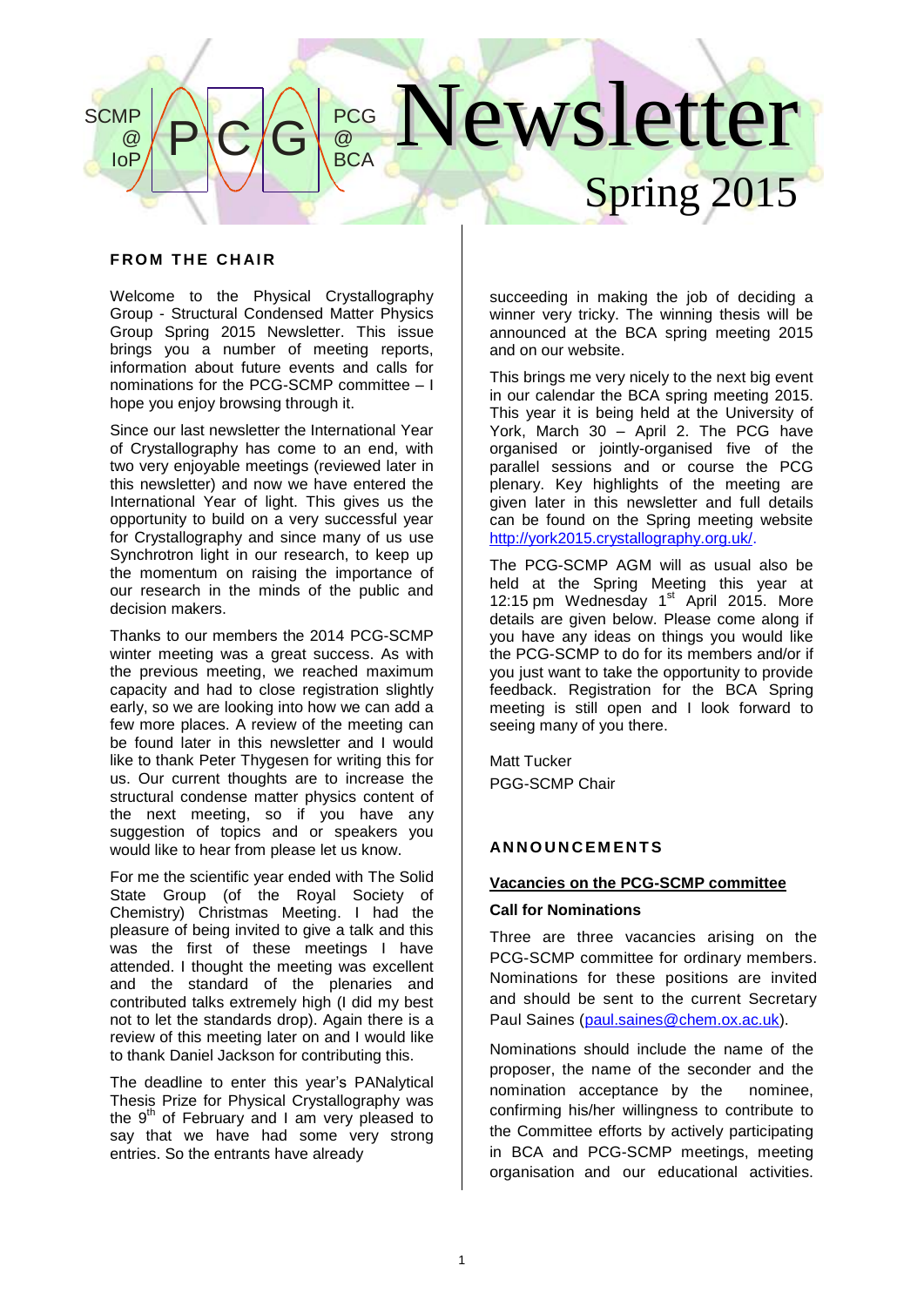# SCMP @ IoP PCG PCG @ BCA Newsletter

## Spring 2015

### FROM THE CHAIR

Welcome to the Physical Crystallography Group - Structural Condensed Matter Physics Group Spring 2015 Newsletter. This issue brings you a number of meeting reports, information about future events and calls for nominations for the PCG-SCMP committee – I hope you enjoy browsing through it.

Since our last newsletter the International Year of Crystallography has come to an end, with two very enjoyable meetings (reviewed later in this newsletter) and now we have entered the International Year of light. This gives us the opportunity to build on a very successful year for Crystallography and since many of us use Synchrotron light in our research, to keep up the momentum on raising the importance of our research in the minds of the public and decision makers.

Thanks to our members the 2014 PCG-SCMP winter meeting was a great success. As with the previous meeting, we reached maximum capacity and had to close registration slightly early, so we are looking into how we can add a few more places. A review of the meeting can be found later in this newsletter and I would like to thank Peter Thygesen for writing this for us. Our current thoughts are to increase the structural condense matter physics content of the next meeting, so if you have any suggestion of topics and or speakers you would like to hear from please let us know.

For me the scientific year ended with The Solid State Group (of the Royal Society of Chemistry) Christmas Meeting. I had the pleasure of being invited to give a talk and this was the first of these meetings I have attended. I thought the meeting was excellent and the standard of the plenaries and contributed talks extremely high (I did my best not to let the standards drop). Again there is a review of this meeting later on and I would like to thank Daniel Jackson for contributing this.

The deadline to enter this year's PANalytical Thesis Prize for Physical Crystallography was the 9th of February and I am very pleased to say that we have had some very strong entries. So the entrants have already succeeding in making the job of deciding a winner very tricky. The winning thesis will be announced at the BCA spring meeting 2015 and on our website.

This brings me very nicely to the next big event in our calendar the BCA spring meeting 2015. This year it is being held at the University of York, March 30 – April 2. The PCG have organised or jointly-organised five of the parallel sessions and or course the PCG plenary. Key highlights of the meeting are given later in this newsletter and full details can be found on the Spring meeting website http://york2015.crystallography.org.uk/.

The PCG-SCMP AGM will as usual also be held at the Spring Meeting this year at 12:15 pm Wednesday 1st April 2015. More details are given below. Please come along if you have any ideas on things you would like the PCG-SCMP to do for its members and/or if you just want to take the opportunity to provide feedback. Registration for the BCA Spring meeting is still open and I look forward to seeing many of you there.

Matt Tucker
PGG-SCMP Chair

### ANNOUNCEMENTS

#### Vacancies on the PCG-SCMP committee

**Call for Nominations**

Three are three vacancies arising on the PCG-SCMP committee for ordinary members. Nominations for these positions are invited and should be sent to the current Secretary Paul Saines (paul.saines@chem.ox.ac.uk).

Nominations should include the name of the proposer, the name of the seconder and the nomination acceptance by the nominee, confirming his/her willingness to contribute to the Committee efforts by actively participating in BCA and PCG-SCMP meetings, meeting organisation and our educational activities.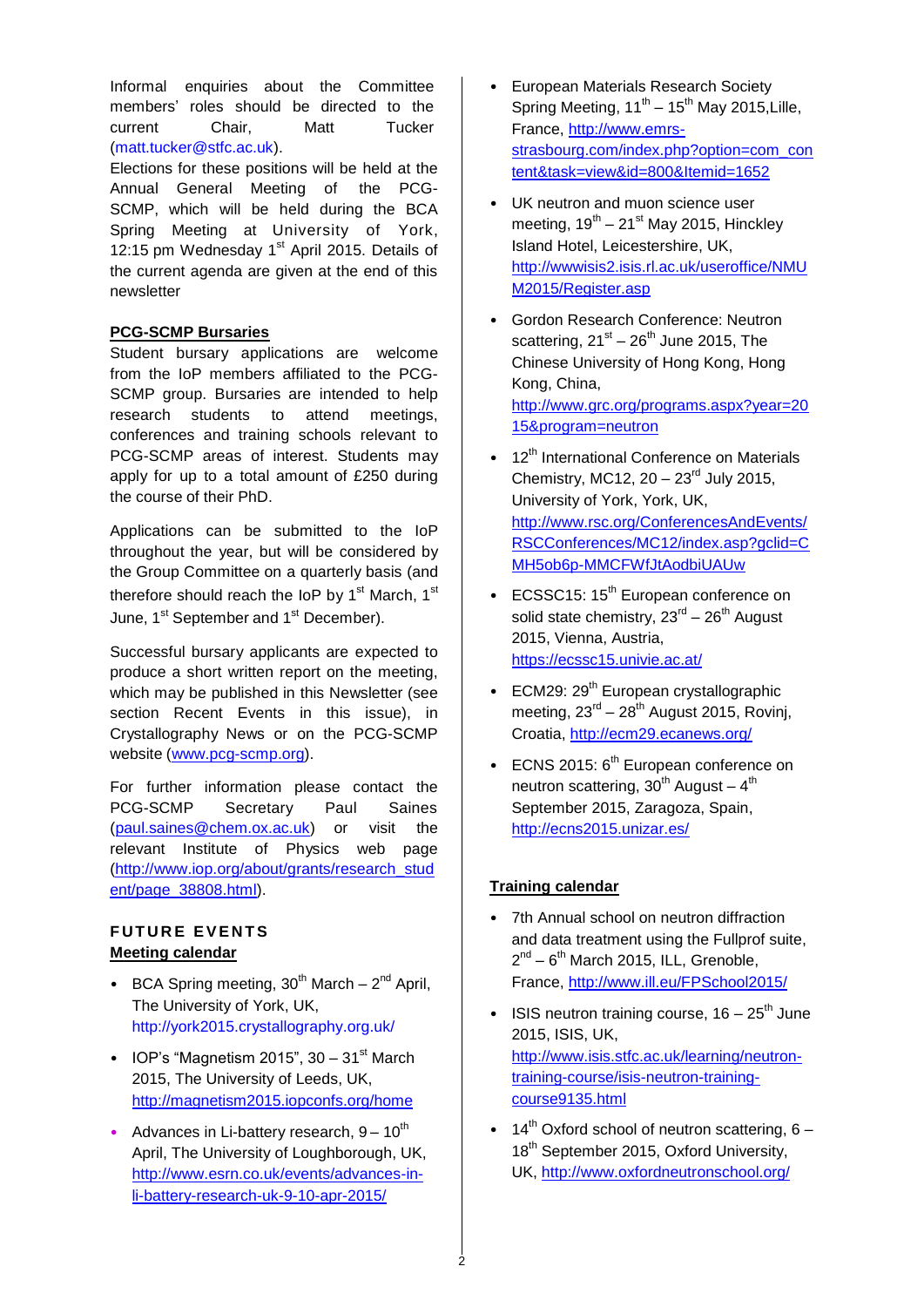Informal enquiries about the Committee members' roles should be directed to the current Chair, Matt Tucker (matt.tucker@stfc.ac.uk).

Elections for these positions will be held at the Annual General Meeting of the PCG-SCMP, which will be held during the BCA Spring Meeting at University of York, 12:15 pm Wednesday 1st April 2015. Details of the current agenda are given at the end of this newsletter

### PCG-SCMP Bursaries

Student bursary applications are welcome from the IoP members affiliated to the PCG-SCMP group. Bursaries are intended to help research students to attend meetings, conferences and training schools relevant to PCG-SCMP areas of interest. Students may apply for up to a total amount of £250 during the course of their PhD.

Applications can be submitted to the IoP throughout the year, but will be considered by the Group Committee on a quarterly basis (and therefore should reach the IoP by 1st March, 1st June, 1st September and 1st December).

Successful bursary applicants are expected to produce a short written report on the meeting, which may be published in this Newsletter (see section Recent Events in this issue), in Crystallography News or on the PCG-SCMP website (www.pcg-scmp.org).

For further information please contact the PCG-SCMP Secretary Paul Saines (paul.saines@chem.ox.ac.uk) or visit the relevant Institute of Physics web page (http://www.iop.org/about/grants/research_student/page_38808.html).

## FUTURE EVENTS

### Meeting calendar

- BCA Spring meeting, 30th March – 2nd April, The University of York, UK, http://york2015.crystallography.org.uk/
- IOP's "Magnetism 2015", 30 – 31st March 2015, The University of Leeds, UK, http://magnetism2015.iopconfs.org/home
- Advances in Li-battery research, 9 – 10th April, The University of Loughborough, UK, http://www.esrn.co.uk/events/advances-in-li-battery-research-uk-9-10-apr-2015/
- European Materials Research Society Spring Meeting, 11th – 15th May 2015,Lille, France, http://www.emrs-strasbourg.com/index.php?option=com_content&task=view&id=800&Itemid=1652
- UK neutron and muon science user meeting, 19th – 21st May 2015, Hinckley Island Hotel, Leicestershire, UK, http://wwwisis2.isis.rl.ac.uk/useroffice/NMUM2015/Register.asp
- Gordon Research Conference: Neutron scattering, 21st – 26th June 2015, The Chinese University of Hong Kong, Hong Kong, China, http://www.grc.org/programs.aspx?year=2015&program=neutron
- 12th International Conference on Materials Chemistry, MC12, 20 – 23rd July 2015, University of York, York, UK, http://www.rsc.org/ConferencesAndEvents/RSCConferences/MC12/index.asp?gclid=CMH5ob6p-MMCFWfJtAodbiUAUw
- ECSSC15: 15th European conference on solid state chemistry, 23rd – 26th August 2015, Vienna, Austria, https://ecssc15.univie.ac.at/
- ECM29: 29th European crystallographic meeting, 23rd – 28th August 2015, Rovinj, Croatia, http://ecm29.ecanews.org/
- ECNS 2015: 6th European conference on neutron scattering, 30th August – 4th September 2015, Zaragoza, Spain, http://ecns2015.unizar.es/

### Training calendar

- 7th Annual school on neutron diffraction and data treatment using the Fullprof suite, 2nd – 6th March 2015, ILL, Grenoble, France, http://www.ill.eu/FPSchool2015/
- ISIS neutron training course, 16 – 25th June 2015, ISIS, UK, http://www.isis.stfc.ac.uk/learning/neutron-training-course/isis-neutron-training-course9135.html
- 14th Oxford school of neutron scattering, 6 – 18th September 2015, Oxford University, UK, http://www.oxfordneutronschool.org/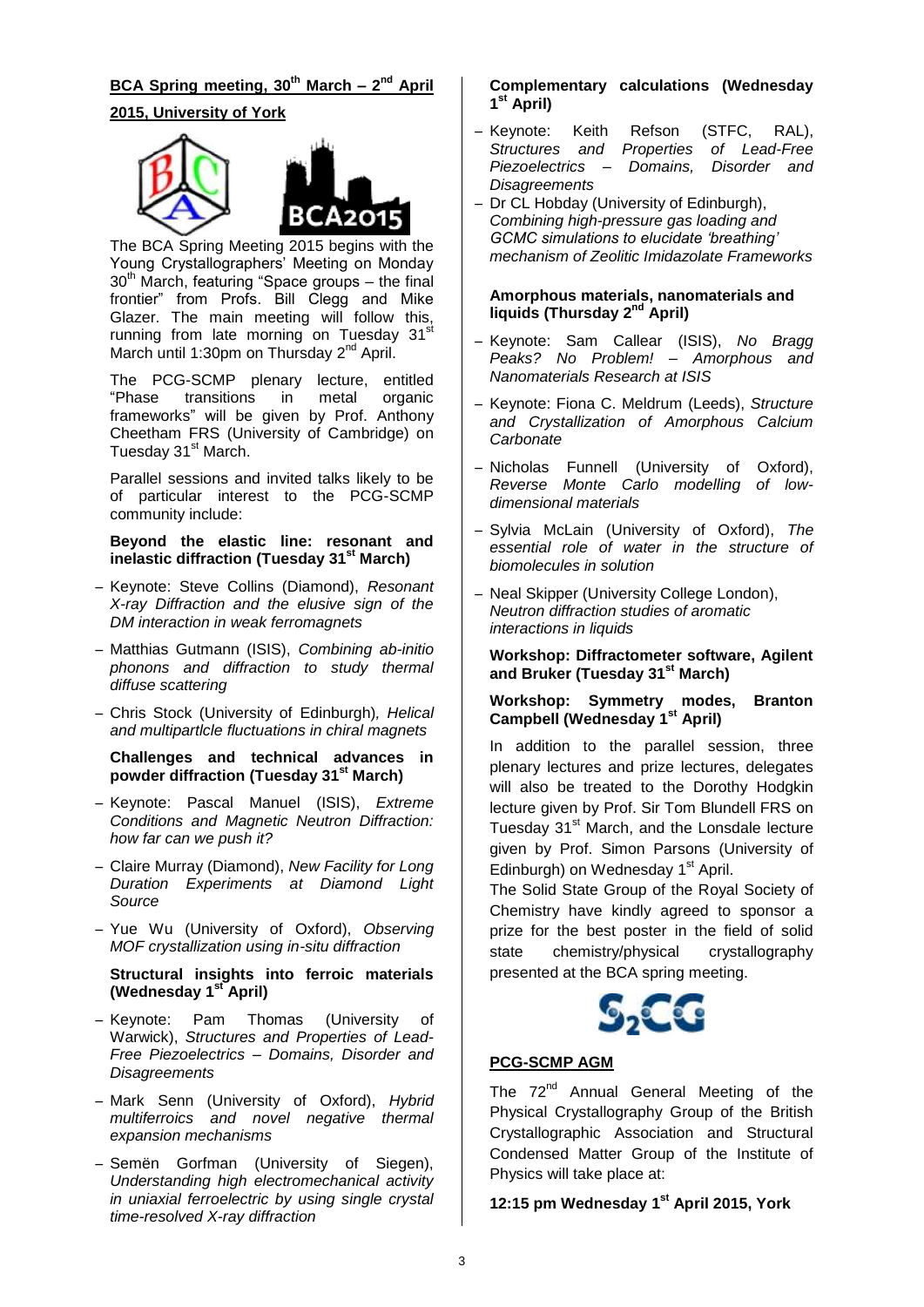## BCA Spring meeting, 30th March – 2nd April 2015, University of York

The BCA Spring Meeting 2015 begins with the Young Crystallographers' Meeting on Monday 30th March, featuring "Space groups – the final frontier" from Profs. Bill Clegg and Mike Glazer. The main meeting will follow this, running from late morning on Tuesday 31st March until 1:30pm on Thursday 2nd April.

The PCG-SCMP plenary lecture, entitled "Phase transitions in metal organic frameworks" will be given by Prof. Anthony Cheetham FRS (University of Cambridge) on Tuesday 31st March.

Parallel sessions and invited talks likely to be of particular interest to the PCG-SCMP community include:

**Beyond the elastic line: resonant and inelastic diffraction (Tuesday 31st March)**

- Keynote: Steve Collins (Diamond), *Resonant X-ray Diffraction and the elusive sign of the DM interaction in weak ferromagnets*
- Matthias Gutmann (ISIS), *Combining ab-initio phonons and diffraction to study thermal diffuse scattering*
- Chris Stock (University of Edinburgh), *Helical and multipartlcle fluctuations in chiral magnets*

**Challenges and technical advances in powder diffraction (Tuesday 31st March)**

- Keynote: Pascal Manuel (ISIS), *Extreme Conditions and Magnetic Neutron Diffraction: how far can we push it?*
- Claire Murray (Diamond), *New Facility for Long Duration Experiments at Diamond Light Source*
- Yue Wu (University of Oxford), *Observing MOF crystallization using in-situ diffraction*

**Structural insights into ferroic materials (Wednesday 1st April)**

- Keynote: Pam Thomas (University of Warwick), *Structures and Properties of Lead-Free Piezoelectrics – Domains, Disorder and Disagreements*
- Mark Senn (University of Oxford), *Hybrid multiferroics and novel negative thermal expansion mechanisms*
- Semën Gorfman (University of Siegen), *Understanding high electromechanical activity in uniaxial ferroelectric by using single crystal time-resolved X-ray diffraction*

**Complementary calculations (Wednesday 1st April)**

- Keynote: Keith Refson (STFC, RAL), *Structures and Properties of Lead-Free Piezoelectrics – Domains, Disorder and Disagreements*
- Dr CL Hobday (University of Edinburgh), *Combining high-pressure gas loading and GCMC simulations to elucidate 'breathing' mechanism of Zeolitic Imidazolate Frameworks*

**Amorphous materials, nanomaterials and liquids (Thursday 2nd April)**

- Keynote: Sam Callear (ISIS), *No Bragg Peaks? No Problem! – Amorphous and Nanomaterials Research at ISIS*
- Keynote: Fiona C. Meldrum (Leeds), *Structure and Crystallization of Amorphous Calcium Carbonate*
- Nicholas Funnell (University of Oxford), *Reverse Monte Carlo modelling of low-dimensional materials*
- Sylvia McLain (University of Oxford), *The essential role of water in the structure of biomolecules in solution*
- Neal Skipper (University College London), *Neutron diffraction studies of aromatic interactions in liquids*

**Workshop: Diffractometer software, Agilent and Bruker (Tuesday 31st March)**

**Workshop: Symmetry modes, Branton Campbell (Wednesday 1st April)**

In addition to the parallel session, three plenary lectures and prize lectures, delegates will also be treated to the Dorothy Hodgkin lecture given by Prof. Sir Tom Blundell FRS on Tuesday 31st March, and the Lonsdale lecture given by Prof. Simon Parsons (University of Edinburgh) on Wednesday 1st April.

The Solid State Group of the Royal Society of Chemistry have kindly agreed to sponsor a prize for the best poster in the field of solid state chemistry/physical crystallography presented at the BCA spring meeting.

## PCG-SCMP AGM

The 72nd Annual General Meeting of the Physical Crystallography Group of the British Crystallographic Association and Structural Condensed Matter Group of the Institute of Physics will take place at:

**12:15 pm Wednesday 1st April 2015, York**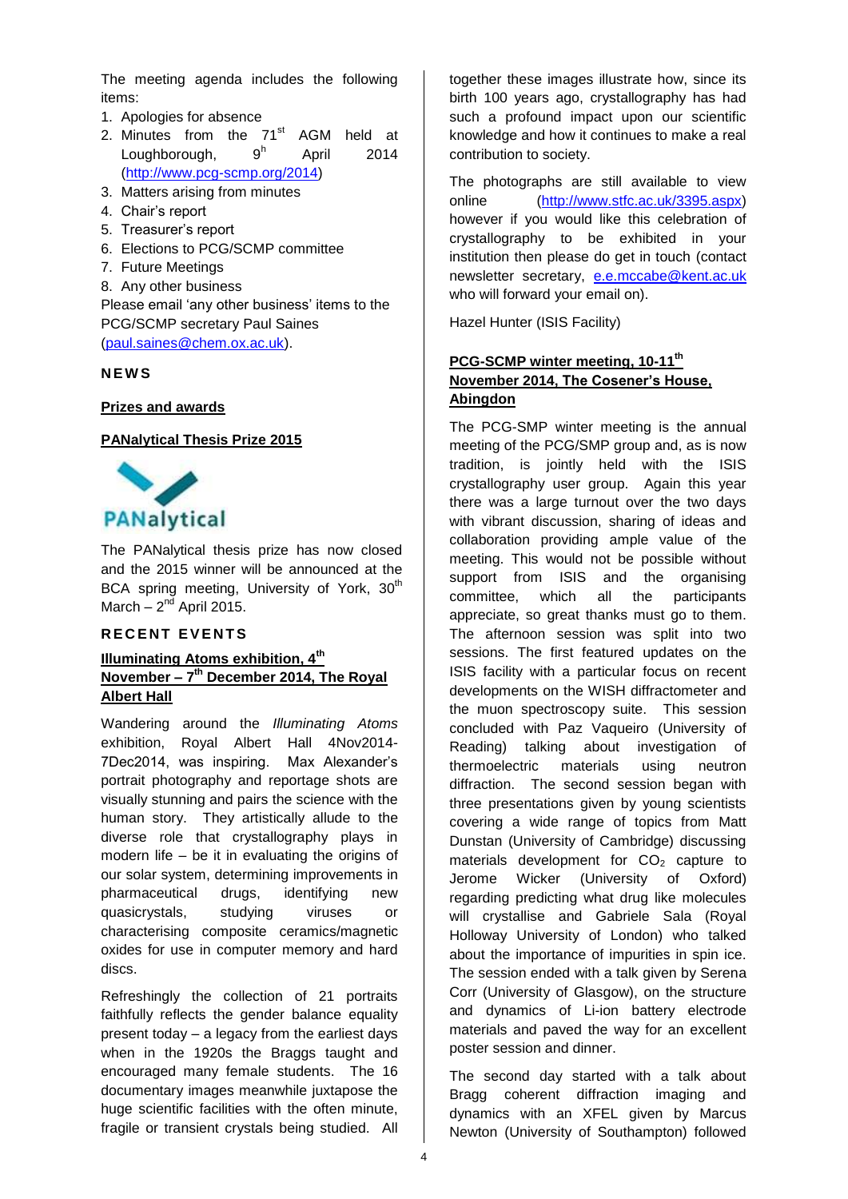The meeting agenda includes the following items:

1. Apologies for absence
2. Minutes from the 71st AGM held at Loughborough, 9h April 2014 (http://www.pcg-scmp.org/2014)
3. Matters arising from minutes
4. Chair's report
5. Treasurer's report
6. Elections to PCG/SCMP committee
7. Future Meetings
8. Any other business

Please email 'any other business' items to the PCG/SCMP secretary Paul Saines (paul.saines@chem.ox.ac.uk).

## NEWS

### Prizes and awards

### PANalytical Thesis Prize 2015

PANalytical

The PANalytical thesis prize has now closed and the 2015 winner will be announced at the BCA spring meeting, University of York, 30th March – 2nd April 2015.

## RECENT EVENTS

### Illuminating Atoms exhibition, 4th November – 7th December 2014, The Royal Albert Hall

Wandering around the *Illuminating Atoms* exhibition, Royal Albert Hall 4Nov2014-7Dec2014, was inspiring. Max Alexander's portrait photography and reportage shots are visually stunning and pairs the science with the human story. They artistically allude to the diverse role that crystallography plays in modern life – be it in evaluating the origins of our solar system, determining improvements in pharmaceutical drugs, identifying new quasicrystals, studying viruses or characterising composite ceramics/magnetic oxides for use in computer memory and hard discs.

Refreshingly the collection of 21 portraits faithfully reflects the gender balance equality present today – a legacy from the earliest days when in the 1920s the Braggs taught and encouraged many female students. The 16 documentary images meanwhile juxtapose the huge scientific facilities with the often minute, fragile or transient crystals being studied. All together these images illustrate how, since its birth 100 years ago, crystallography has had such a profound impact upon our scientific knowledge and how it continues to make a real contribution to society.

The photographs are still available to view online (http://www.stfc.ac.uk/3395.aspx) however if you would like this celebration of crystallography to be exhibited in your institution then please do get in touch (contact newsletter secretary, e.e.mccabe@kent.ac.uk who will forward your email on).

Hazel Hunter (ISIS Facility)

### PCG-SCMP winter meeting, 10-11th November 2014, The Cosener's House, Abingdon

The PCG-SMP winter meeting is the annual meeting of the PCG/SMP group and, as is now tradition, is jointly held with the ISIS crystallography user group. Again this year there was a large turnout over the two days with vibrant discussion, sharing of ideas and collaboration providing ample value of the meeting. This would not be possible without support from ISIS and the organising committee, which all the participants appreciate, so great thanks must go to them. The afternoon session was split into two sessions. The first featured updates on the ISIS facility with a particular focus on recent developments on the WISH diffractometer and the muon spectroscopy suite. This session concluded with Paz Vaqueiro (University of Reading) talking about investigation of thermoelectric materials using neutron diffraction. The second session began with three presentations given by young scientists covering a wide range of topics from Matt Dunstan (University of Cambridge) discussing materials development for $CO_2$ capture to Jerome Wicker (University of Oxford) regarding predicting what drug like molecules will crystallise and Gabriele Sala (Royal Holloway University of London) who talked about the importance of impurities in spin ice. The session ended with a talk given by Serena Corr (University of Glasgow), on the structure and dynamics of Li-ion battery electrode materials and paved the way for an excellent poster session and dinner.

The second day started with a talk about Bragg coherent diffraction imaging and dynamics with an XFEL given by Marcus Newton (University of Southampton) followed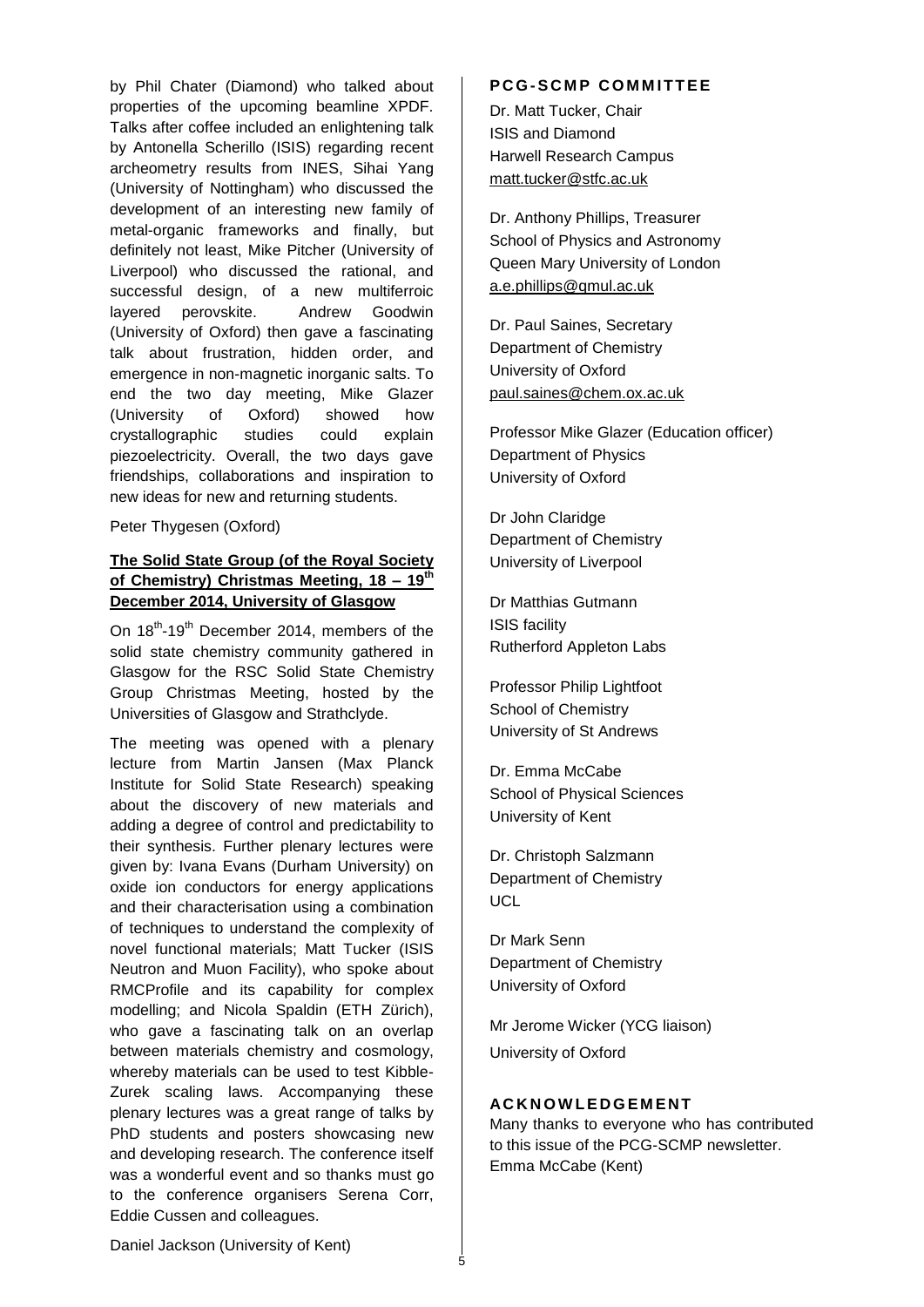by Phil Chater (Diamond) who talked about properties of the upcoming beamline XPDF. Talks after coffee included an enlightening talk by Antonella Scherillo (ISIS) regarding recent archeometry results from INES, Sihai Yang (University of Nottingham) who discussed the development of an interesting new family of metal-organic frameworks and finally, but definitely not least, Mike Pitcher (University of Liverpool) who discussed the rational, and successful design, of a new multiferroic layered perovskite. Andrew Goodwin (University of Oxford) then gave a fascinating talk about frustration, hidden order, and emergence in non-magnetic inorganic salts. To end the two day meeting, Mike Glazer (University of Oxford) showed how crystallographic studies could explain piezoelectricity. Overall, the two days gave friendships, collaborations and inspiration to new ideas for new and returning students.

Peter Thygesen (Oxford)

**The Solid State Group (of the Royal Society of Chemistry) Christmas Meeting, 18 – 19th December 2014, University of Glasgow**

On 18th-19th December 2014, members of the solid state chemistry community gathered in Glasgow for the RSC Solid State Chemistry Group Christmas Meeting, hosted by the Universities of Glasgow and Strathclyde.

The meeting was opened with a plenary lecture from Martin Jansen (Max Planck Institute for Solid State Research) speaking about the discovery of new materials and adding a degree of control and predictability to their synthesis. Further plenary lectures were given by: Ivana Evans (Durham University) on oxide ion conductors for energy applications and their characterisation using a combination of techniques to understand the complexity of novel functional materials; Matt Tucker (ISIS Neutron and Muon Facility), who spoke about RMCProfile and its capability for complex modelling; and Nicola Spaldin (ETH Zürich), who gave a fascinating talk on an overlap between materials chemistry and cosmology, whereby materials can be used to test Kibble-Zurek scaling laws. Accompanying these plenary lectures was a great range of talks by PhD students and posters showcasing new and developing research. The conference itself was a wonderful event and so thanks must go to the conference organisers Serena Corr, Eddie Cussen and colleagues.

Daniel Jackson (University of Kent)

## PCG-SCMP COMMITTEE

Dr. Matt Tucker, Chair
ISIS and Diamond
Harwell Research Campus
matt.tucker@stfc.ac.uk

Dr. Anthony Phillips, Treasurer
School of Physics and Astronomy
Queen Mary University of London
a.e.phillips@qmul.ac.uk

Dr. Paul Saines, Secretary
Department of Chemistry
University of Oxford
paul.saines@chem.ox.ac.uk

Professor Mike Glazer (Education officer)
Department of Physics
University of Oxford

Dr John Claridge
Department of Chemistry
University of Liverpool

Dr Matthias Gutmann
ISIS facility
Rutherford Appleton Labs

Professor Philip Lightfoot
School of Chemistry
University of St Andrews

Dr. Emma McCabe
School of Physical Sciences
University of Kent

Dr. Christoph Salzmann
Department of Chemistry
UCL

Dr Mark Senn
Department of Chemistry
University of Oxford

Mr Jerome Wicker (YCG liaison)
University of Oxford

## ACKNOWLEDGEMENT

Many thanks to everyone who has contributed to this issue of the PCG-SCMP newsletter.
Emma McCabe (Kent)